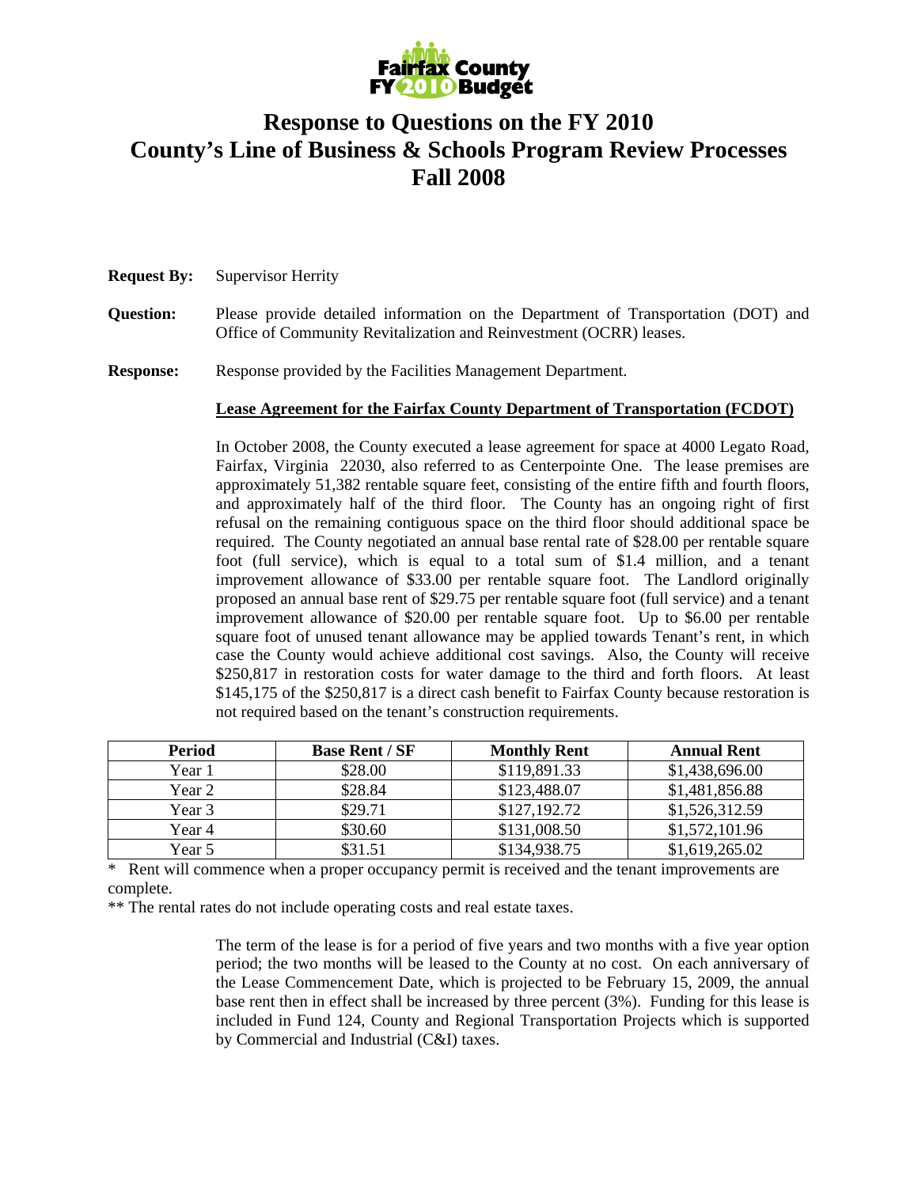**Fairfax County FY 2010 Budget**

# Response to Questions on the FY 2010 County's Line of Business & Schools Program Review Processes Fall 2008

**Request By:** Supervisor Herrity

**Question:** Please provide detailed information on the Department of Transportation (DOT) and Office of Community Revitalization and Reinvestment (OCRR) leases.

**Response:** Response provided by the Facilities Management Department.

**Lease Agreement for the Fairfax County Department of Transportation (FCDOT)**

In October 2008, the County executed a lease agreement for space at 4000 Legato Road, Fairfax, Virginia 22030, also referred to as Centerpointe One. The lease premises are approximately 51,382 rentable square feet, consisting of the entire fifth and fourth floors, and approximately half of the third floor. The County has an ongoing right of first refusal on the remaining contiguous space on the third floor should additional space be required. The County negotiated an annual base rental rate of $28.00 per rentable square foot (full service), which is equal to a total sum of $1.4 million, and a tenant improvement allowance of $33.00 per rentable square foot. The Landlord originally proposed an annual base rent of $29.75 per rentable square foot (full service) and a tenant improvement allowance of $20.00 per rentable square foot. Up to $6.00 per rentable square foot of unused tenant allowance may be applied towards Tenant's rent, in which case the County would achieve additional cost savings. Also, the County will receive $250,817 in restoration costs for water damage to the third and forth floors. At least $145,175 of the $250,817 is a direct cash benefit to Fairfax County because restoration is not required based on the tenant's construction requirements.

| Period | Base Rent / SF | Monthly Rent | Annual Rent |
|---|---|---|---|
| Year 1 | $28.00 | $119,891.33 | $1,438,696.00 |
| Year 2 | $28.84 | $123,488.07 | $1,481,856.88 |
| Year 3 | $29.71 | $127,192.72 | $1,526,312.59 |
| Year 4 | $30.60 | $131,008.50 | $1,572,101.96 |
| Year 5 | $31.51 | $134,938.75 | $1,619,265.02 |

\* Rent will commence when a proper occupancy permit is received and the tenant improvements are complete.

\*\* The rental rates do not include operating costs and real estate taxes.

The term of the lease is for a period of five years and two months with a five year option period; the two months will be leased to the County at no cost. On each anniversary of the Lease Commencement Date, which is projected to be February 15, 2009, the annual base rent then in effect shall be increased by three percent (3%). Funding for this lease is included in Fund 124, County and Regional Transportation Projects which is supported by Commercial and Industrial (C&I) taxes.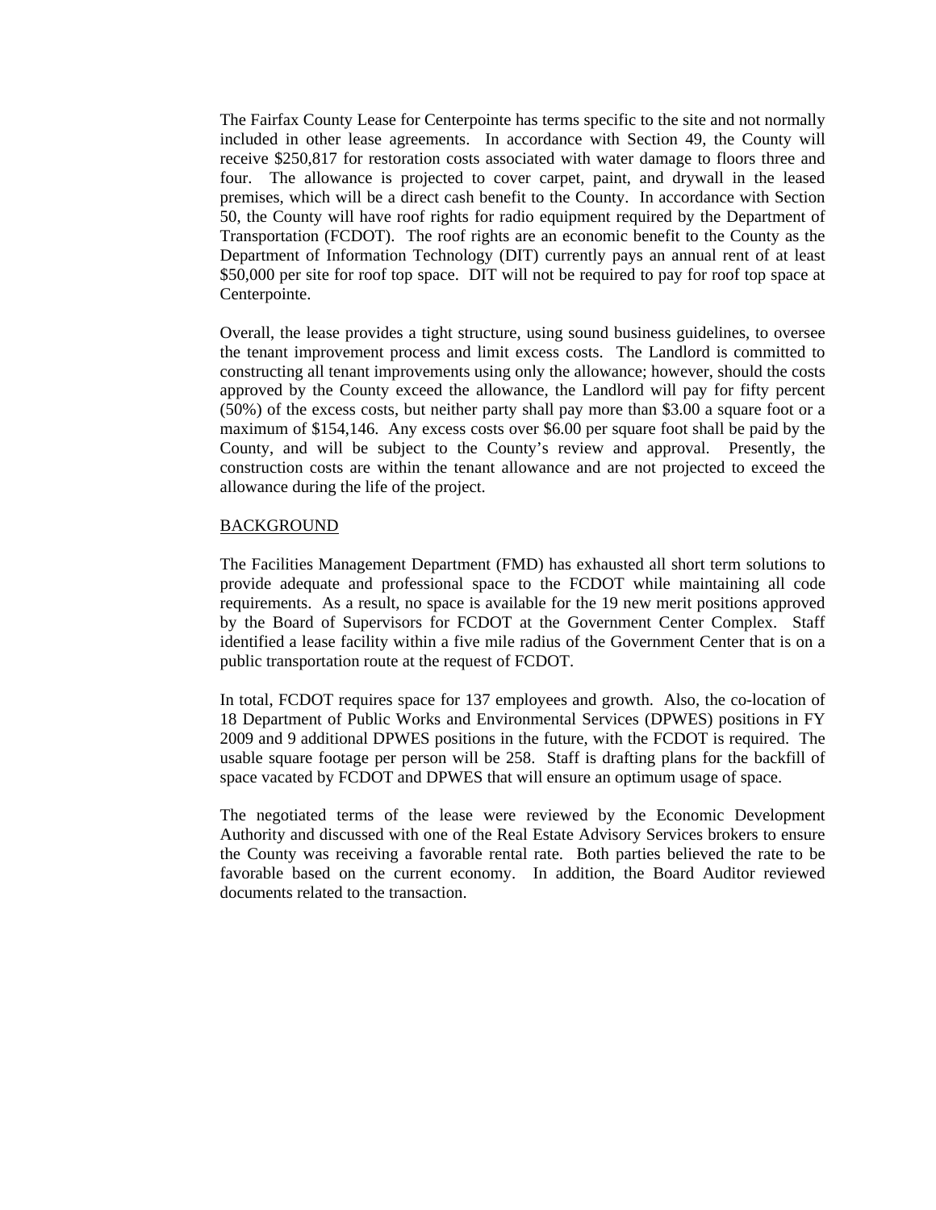The Fairfax County Lease for Centerpointe has terms specific to the site and not normally included in other lease agreements. In accordance with Section 49, the County will receive $250,817 for restoration costs associated with water damage to floors three and four. The allowance is projected to cover carpet, paint, and drywall in the leased premises, which will be a direct cash benefit to the County. In accordance with Section 50, the County will have roof rights for radio equipment required by the Department of Transportation (FCDOT). The roof rights are an economic benefit to the County as the Department of Information Technology (DIT) currently pays an annual rent of at least $50,000 per site for roof top space. DIT will not be required to pay for roof top space at Centerpointe.

Overall, the lease provides a tight structure, using sound business guidelines, to oversee the tenant improvement process and limit excess costs. The Landlord is committed to constructing all tenant improvements using only the allowance; however, should the costs approved by the County exceed the allowance, the Landlord will pay for fifty percent (50%) of the excess costs, but neither party shall pay more than $3.00 a square foot or a maximum of $154,146. Any excess costs over $6.00 per square foot shall be paid by the County, and will be subject to the County's review and approval. Presently, the construction costs are within the tenant allowance and are not projected to exceed the allowance during the life of the project.

BACKGROUND

The Facilities Management Department (FMD) has exhausted all short term solutions to provide adequate and professional space to the FCDOT while maintaining all code requirements. As a result, no space is available for the 19 new merit positions approved by the Board of Supervisors for FCDOT at the Government Center Complex. Staff identified a lease facility within a five mile radius of the Government Center that is on a public transportation route at the request of FCDOT.

In total, FCDOT requires space for 137 employees and growth. Also, the co-location of 18 Department of Public Works and Environmental Services (DPWES) positions in FY 2009 and 9 additional DPWES positions in the future, with the FCDOT is required. The usable square footage per person will be 258. Staff is drafting plans for the backfill of space vacated by FCDOT and DPWES that will ensure an optimum usage of space.

The negotiated terms of the lease were reviewed by the Economic Development Authority and discussed with one of the Real Estate Advisory Services brokers to ensure the County was receiving a favorable rental rate. Both parties believed the rate to be favorable based on the current economy. In addition, the Board Auditor reviewed documents related to the transaction.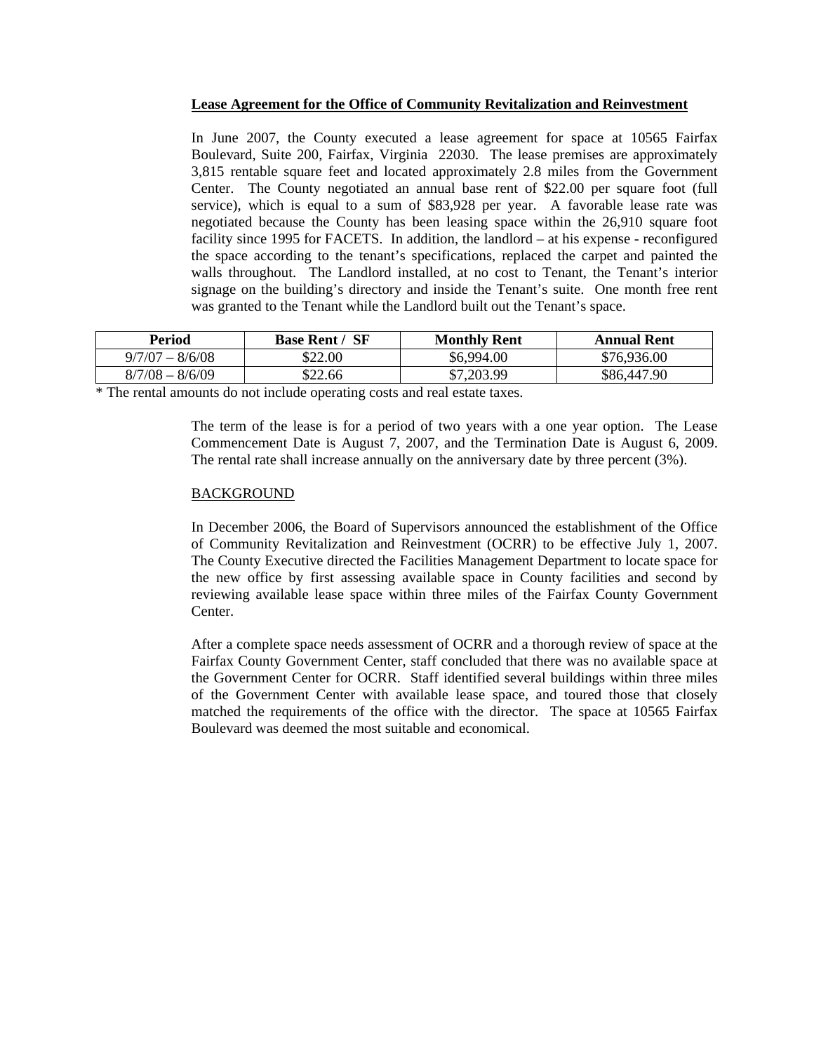**Lease Agreement for the Office of Community Revitalization and Reinvestment**

In June 2007, the County executed a lease agreement for space at 10565 Fairfax Boulevard, Suite 200, Fairfax, Virginia 22030. The lease premises are approximately 3,815 rentable square feet and located approximately 2.8 miles from the Government Center. The County negotiated an annual base rent of $22.00 per square foot (full service), which is equal to a sum of $83,928 per year. A favorable lease rate was negotiated because the County has been leasing space within the 26,910 square foot facility since 1995 for FACETS. In addition, the landlord – at his expense - reconfigured the space according to the tenant's specifications, replaced the carpet and painted the walls throughout. The Landlord installed, at no cost to Tenant, the Tenant's interior signage on the building's directory and inside the Tenant's suite. One month free rent was granted to the Tenant while the Landlord built out the Tenant's space.

| Period | Base Rent / SF | Monthly Rent | Annual Rent |
|---|---|---|---|
| 9/7/07 – 8/6/08 | $22.00 | $6,994.00 | $76,936.00 |
| 8/7/08 – 8/6/09 | $22.66 | $7,203.99 | $86,447.90 |

* The rental amounts do not include operating costs and real estate taxes.

The term of the lease is for a period of two years with a one year option. The Lease Commencement Date is August 7, 2007, and the Termination Date is August 6, 2009. The rental rate shall increase annually on the anniversary date by three percent (3%).

BACKGROUND

In December 2006, the Board of Supervisors announced the establishment of the Office of Community Revitalization and Reinvestment (OCRR) to be effective July 1, 2007. The County Executive directed the Facilities Management Department to locate space for the new office by first assessing available space in County facilities and second by reviewing available lease space within three miles of the Fairfax County Government Center.

After a complete space needs assessment of OCRR and a thorough review of space at the Fairfax County Government Center, staff concluded that there was no available space at the Government Center for OCRR. Staff identified several buildings within three miles of the Government Center with available lease space, and toured those that closely matched the requirements of the office with the director. The space at 10565 Fairfax Boulevard was deemed the most suitable and economical.